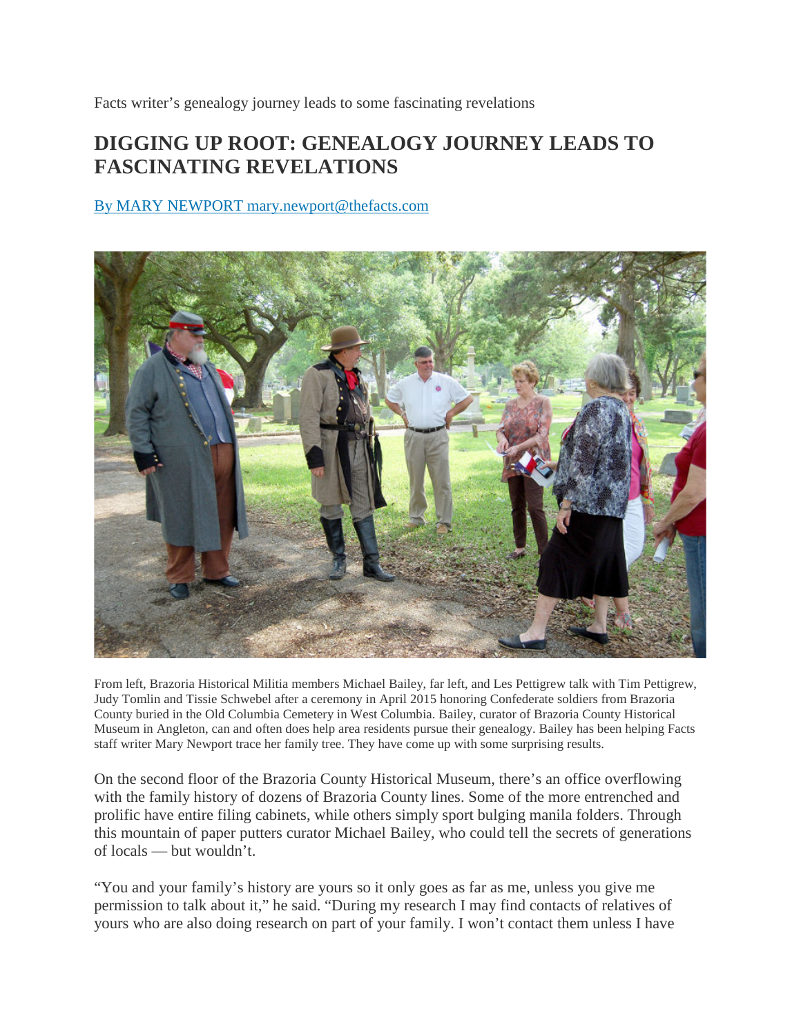Facts writer's genealogy journey leads to some fascinating revelations

## DIGGING UP ROOT: GENEALOGY JOURNEY LEADS TO FASCINATING REVELATIONS

By MARY NEWPORT mary.newport@thefacts.com

From left, Brazoria Historical Militia members Michael Bailey, far left, and Les Pettigrew talk with Tim Pettigrew, Judy Tomlin and Tissie Schwebel after a ceremony in April 2015 honoring Confederate soldiers from Brazoria County buried in the Old Columbia Cemetery in West Columbia. Bailey, curator of Brazoria County Historical Museum in Angleton, can and often does help area residents pursue their genealogy. Bailey has been helping Facts staff writer Mary Newport trace her family tree. They have come up with some surprising results.

On the second floor of the Brazoria County Historical Museum, there's an office overflowing with the family history of dozens of Brazoria County lines. Some of the more entrenched and prolific have entire filing cabinets, while others simply sport bulging manila folders. Through this mountain of paper putters curator Michael Bailey, who could tell the secrets of generations of locals — but wouldn't.

"You and your family's history are yours so it only goes as far as me, unless you give me permission to talk about it," he said. "During my research I may find contacts of relatives of yours who are also doing research on part of your family. I won't contact them unless I have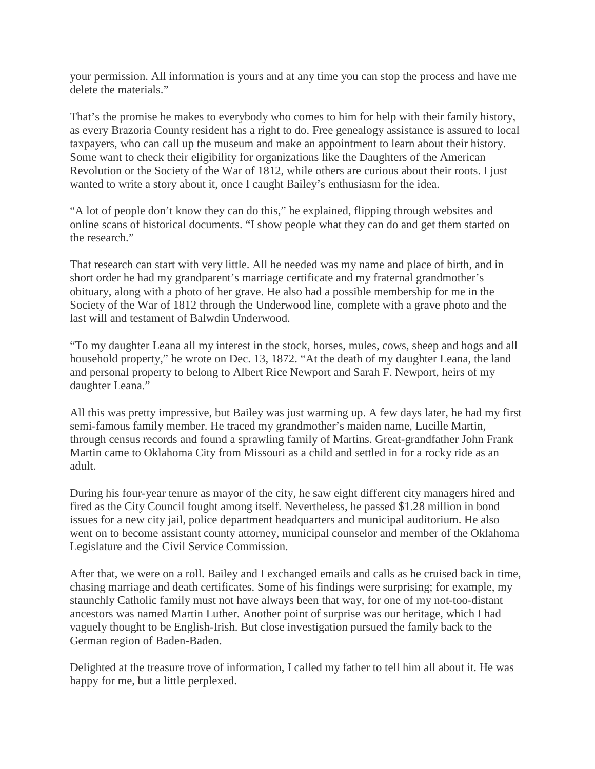your permission. All information is yours and at any time you can stop the process and have me delete the materials."

That's the promise he makes to everybody who comes to him for help with their family history, as every Brazoria County resident has a right to do. Free genealogy assistance is assured to local taxpayers, who can call up the museum and make an appointment to learn about their history. Some want to check their eligibility for organizations like the Daughters of the American Revolution or the Society of the War of 1812, while others are curious about their roots. I just wanted to write a story about it, once I caught Bailey's enthusiasm for the idea.

"A lot of people don't know they can do this," he explained, flipping through websites and online scans of historical documents. "I show people what they can do and get them started on the research."

That research can start with very little. All he needed was my name and place of birth, and in short order he had my grandparent's marriage certificate and my fraternal grandmother's obituary, along with a photo of her grave. He also had a possible membership for me in the Society of the War of 1812 through the Underwood line, complete with a grave photo and the last will and testament of Balwdin Underwood.

"To my daughter Leana all my interest in the stock, horses, mules, cows, sheep and hogs and all household property," he wrote on Dec. 13, 1872. "At the death of my daughter Leana, the land and personal property to belong to Albert Rice Newport and Sarah F. Newport, heirs of my daughter Leana."

All this was pretty impressive, but Bailey was just warming up. A few days later, he had my first semi-famous family member. He traced my grandmother's maiden name, Lucille Martin, through census records and found a sprawling family of Martins. Great-grandfather John Frank Martin came to Oklahoma City from Missouri as a child and settled in for a rocky ride as an adult.

During his four-year tenure as mayor of the city, he saw eight different city managers hired and fired as the City Council fought among itself. Nevertheless, he passed $1.28 million in bond issues for a new city jail, police department headquarters and municipal auditorium. He also went on to become assistant county attorney, municipal counselor and member of the Oklahoma Legislature and the Civil Service Commission.

After that, we were on a roll. Bailey and I exchanged emails and calls as he cruised back in time, chasing marriage and death certificates. Some of his findings were surprising; for example, my staunchly Catholic family must not have always been that way, for one of my not-too-distant ancestors was named Martin Luther. Another point of surprise was our heritage, which I had vaguely thought to be English-Irish. But close investigation pursued the family back to the German region of Baden-Baden.

Delighted at the treasure trove of information, I called my father to tell him all about it. He was happy for me, but a little perplexed.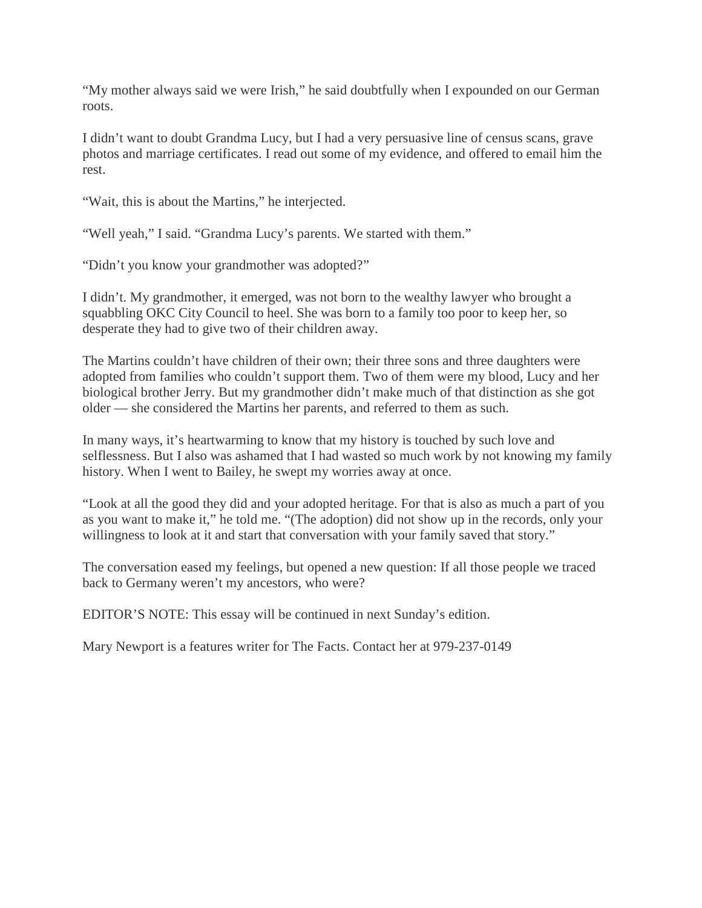"My mother always said we were Irish," he said doubtfully when I expounded on our German roots.

I didn't want to doubt Grandma Lucy, but I had a very persuasive line of census scans, grave photos and marriage certificates. I read out some of my evidence, and offered to email him the rest.

"Wait, this is about the Martins," he interjected.

"Well yeah," I said. "Grandma Lucy's parents. We started with them."

"Didn't you know your grandmother was adopted?"

I didn't. My grandmother, it emerged, was not born to the wealthy lawyer who brought a squabbling OKC City Council to heel. She was born to a family too poor to keep her, so desperate they had to give two of their children away.

The Martins couldn't have children of their own; their three sons and three daughters were adopted from families who couldn't support them. Two of them were my blood, Lucy and her biological brother Jerry. But my grandmother didn't make much of that distinction as she got older — she considered the Martins her parents, and referred to them as such.

In many ways, it's heartwarming to know that my history is touched by such love and selflessness. But I also was ashamed that I had wasted so much work by not knowing my family history. When I went to Bailey, he swept my worries away at once.

"Look at all the good they did and your adopted heritage. For that is also as much a part of you as you want to make it," he told me. "(The adoption) did not show up in the records, only your willingness to look at it and start that conversation with your family saved that story."

The conversation eased my feelings, but opened a new question: If all those people we traced back to Germany weren't my ancestors, who were?

EDITOR'S NOTE: This essay will be continued in next Sunday's edition.

Mary Newport is a features writer for The Facts. Contact her at 979-237-0149